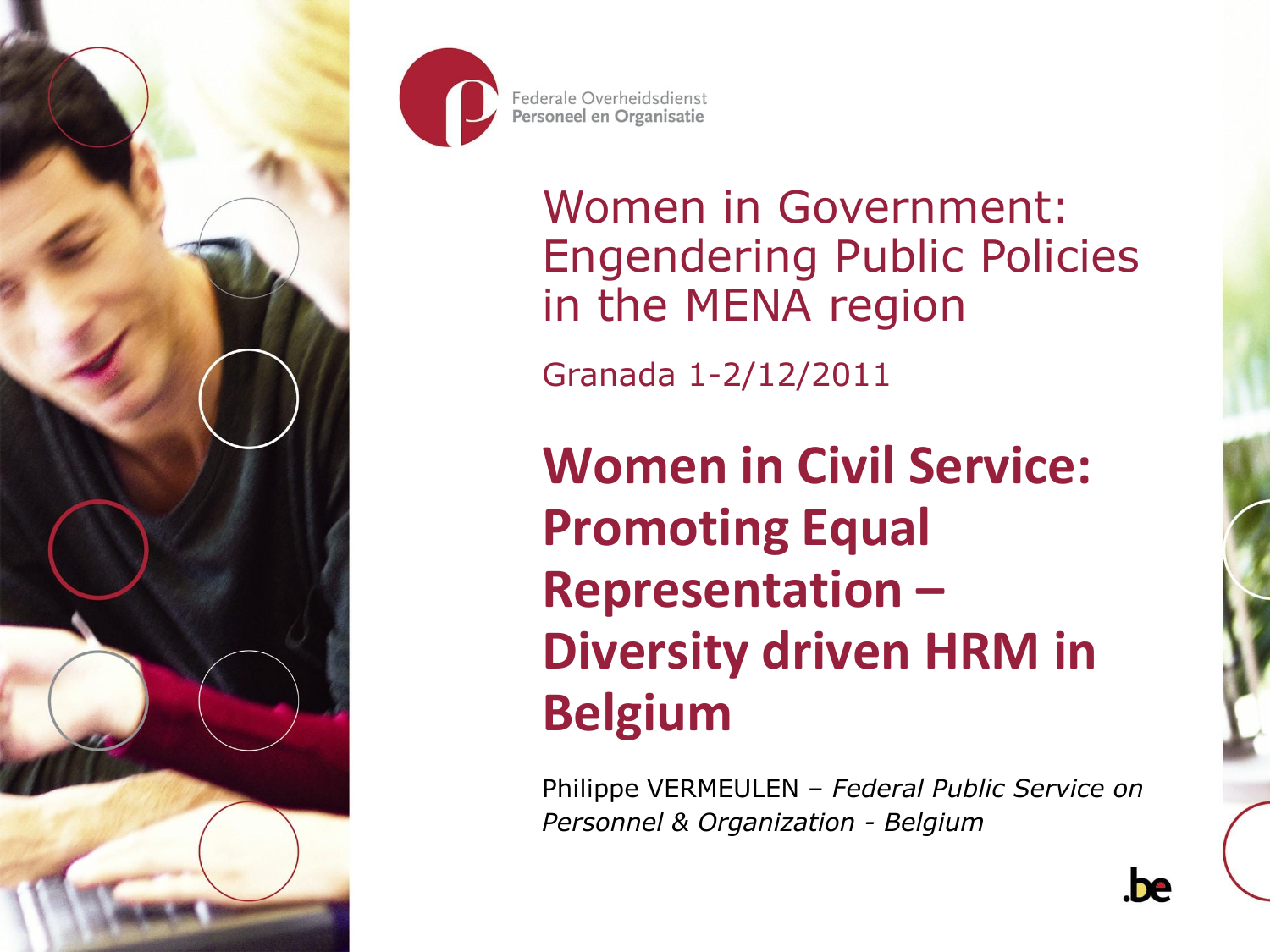Federale Overheidsdienst
Personeel en Organisatie

# Women in Government: Engendering Public Policies in the MENA region

Granada 1-2/12/2011

# **Women in Civil Service: Promoting Equal Representation – Diversity driven HRM in Belgium**

Philippe VERMEULEN – *Federal Public Service on Personnel & Organization - Belgium*

.be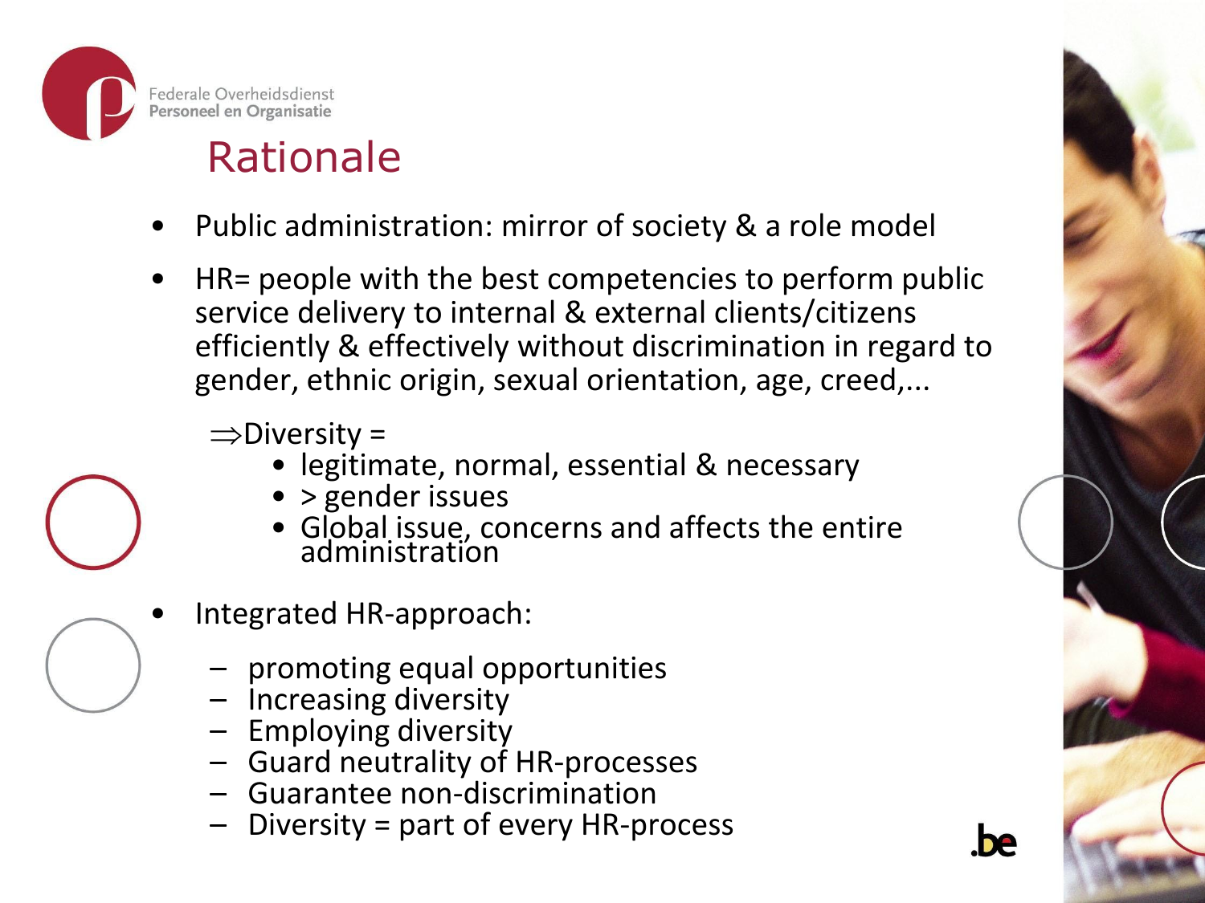# Rationale

- Public administration: mirror of society & a role model
- HR= people with the best competencies to perform public service delivery to internal & external clients/citizens efficiently & effectively without discrimination in regard to gender, ethnic origin, sexual orientation, age, creed,...

  ⇒Diversity =
    - legitimate, normal, essential & necessary
    - > gender issues
    - Global issue, concerns and affects the entire administration

- Integrated HR-approach:
  - promoting equal opportunities
  - Increasing diversity
  - Employing diversity
  - Guard neutrality of HR-processes
  - Guarantee non-discrimination
  - Diversity = part of every HR-process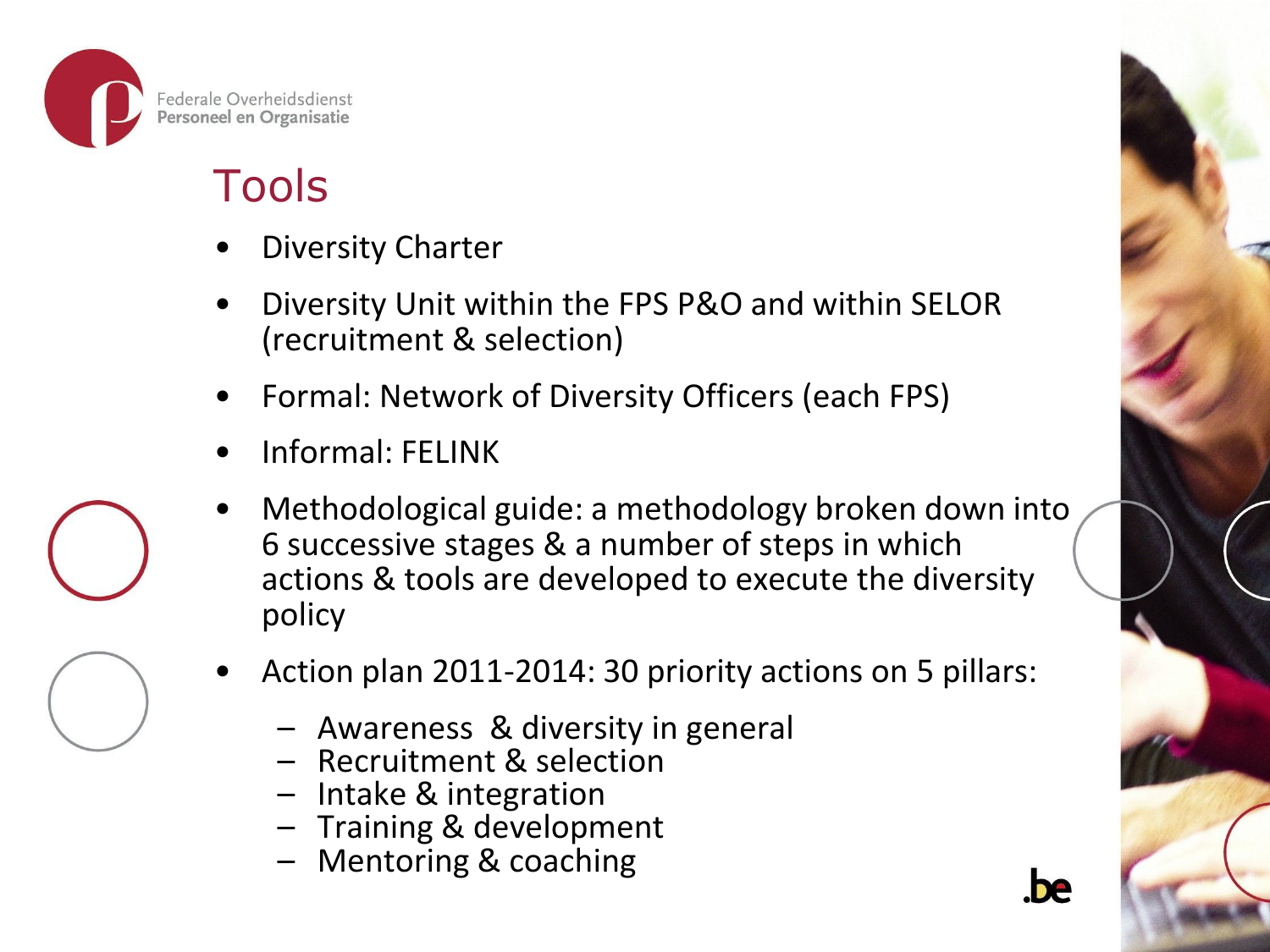Federale Overheidsdienst
Personeel en Organisatie

# Tools

- Diversity Charter
- Diversity Unit within the FPS P&O and within SELOR (recruitment & selection)
- Formal: Network of Diversity Officers (each FPS)
- Informal: FELINK
- Methodological guide: a methodology broken down into 6 successive stages & a number of steps in which actions & tools are developed to execute the diversity policy
- Action plan 2011-2014: 30 priority actions on 5 pillars:
  - Awareness & diversity in general
  - Recruitment & selection
  - Intake & integration
  - Training & development
  - Mentoring & coaching

.be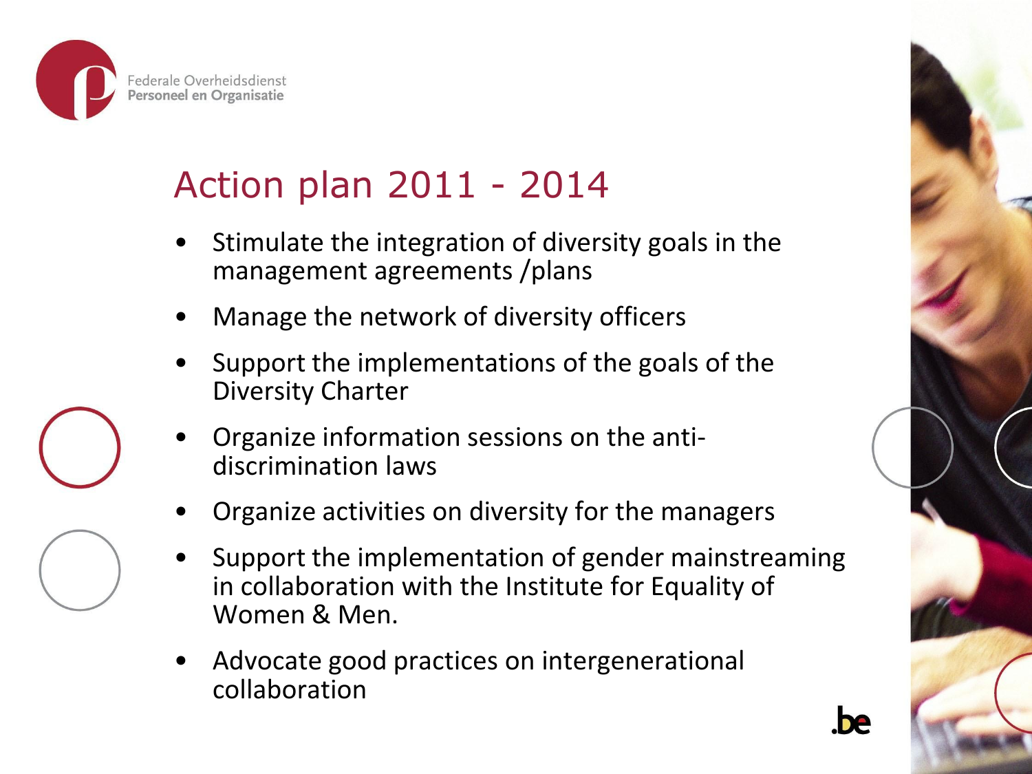# Action plan 2011 - 2014

- Stimulate the integration of diversity goals in the management agreements /plans
- Manage the network of diversity officers
- Support the implementations of the goals of the Diversity Charter
- Organize information sessions on the anti-discrimination laws
- Organize activities on diversity for the managers
- Support the implementation of gender mainstreaming in collaboration with the Institute for Equality of Women & Men.
- Advocate good practices on intergenerational collaboration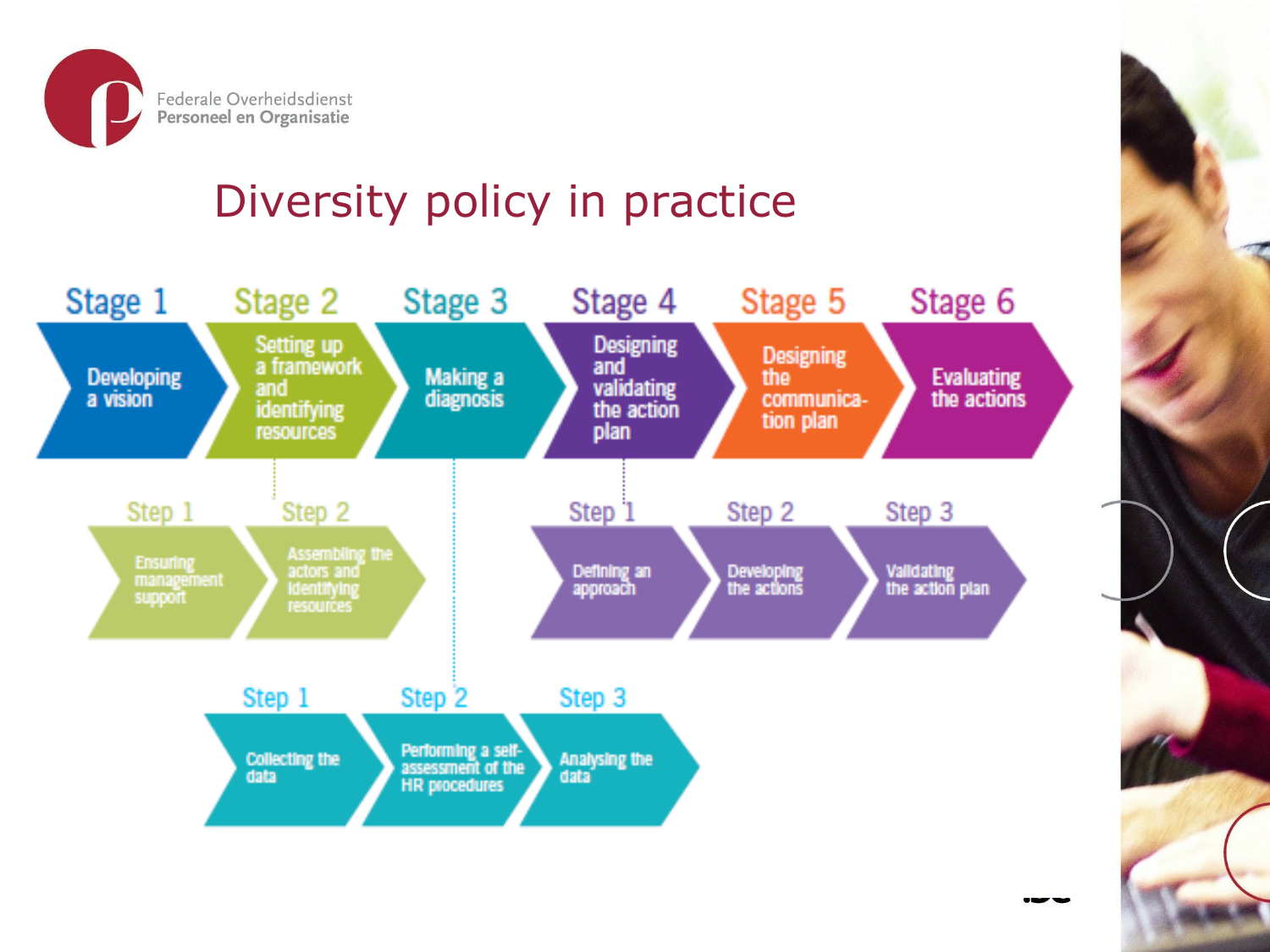# Diversity policy in practice

- **Stage 1** – Developing a vision
- **Stage 2** – Setting up a framework and identifying resources
  - Step 1 – Ensuring management support
  - Step 2 – Assembling the actors and identifying resources
- **Stage 3** – Making a diagnosis
  - Step 1 – Collecting the data
  - Step 2 – Performing a self-assessment of the HR procedures
  - Step 3 – Analysing the data
- **Stage 4** – Designing and validating the action plan
  - Step 1 – Defining an approach
  - Step 2 – Developing the actions
  - Step 3 – Validating the action plan
- **Stage 5** – Designing the communication plan
- **Stage 6** – Evaluating the actions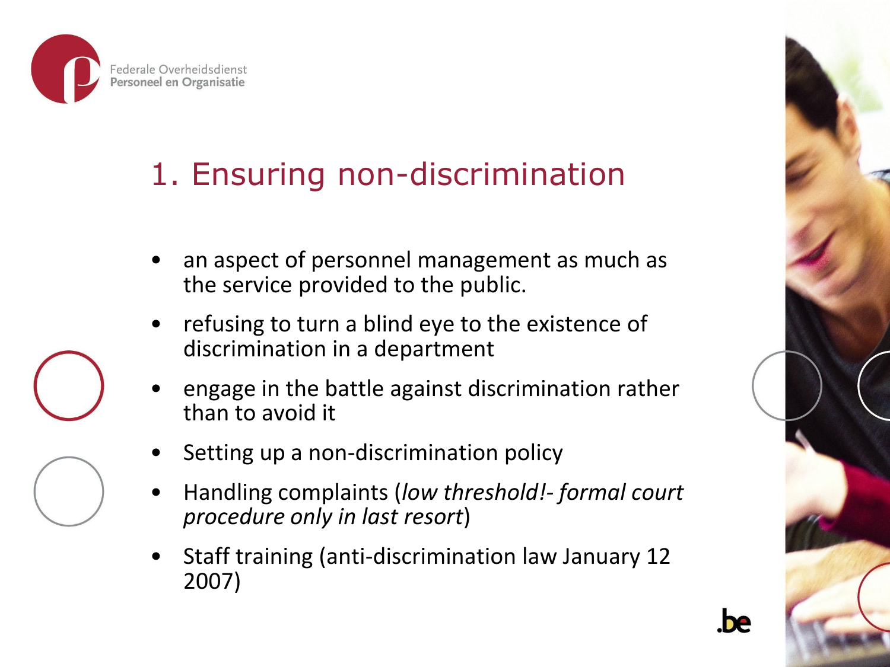# 1. Ensuring non-discrimination

- an aspect of personnel management as much as the service provided to the public.
- refusing to turn a blind eye to the existence of discrimination in a department
- engage in the battle against discrimination rather than to avoid it
- Setting up a non-discrimination policy
- Handling complaints (*low threshold!- formal court procedure only in last resort*)
- Staff training (anti-discrimination law January 12 2007)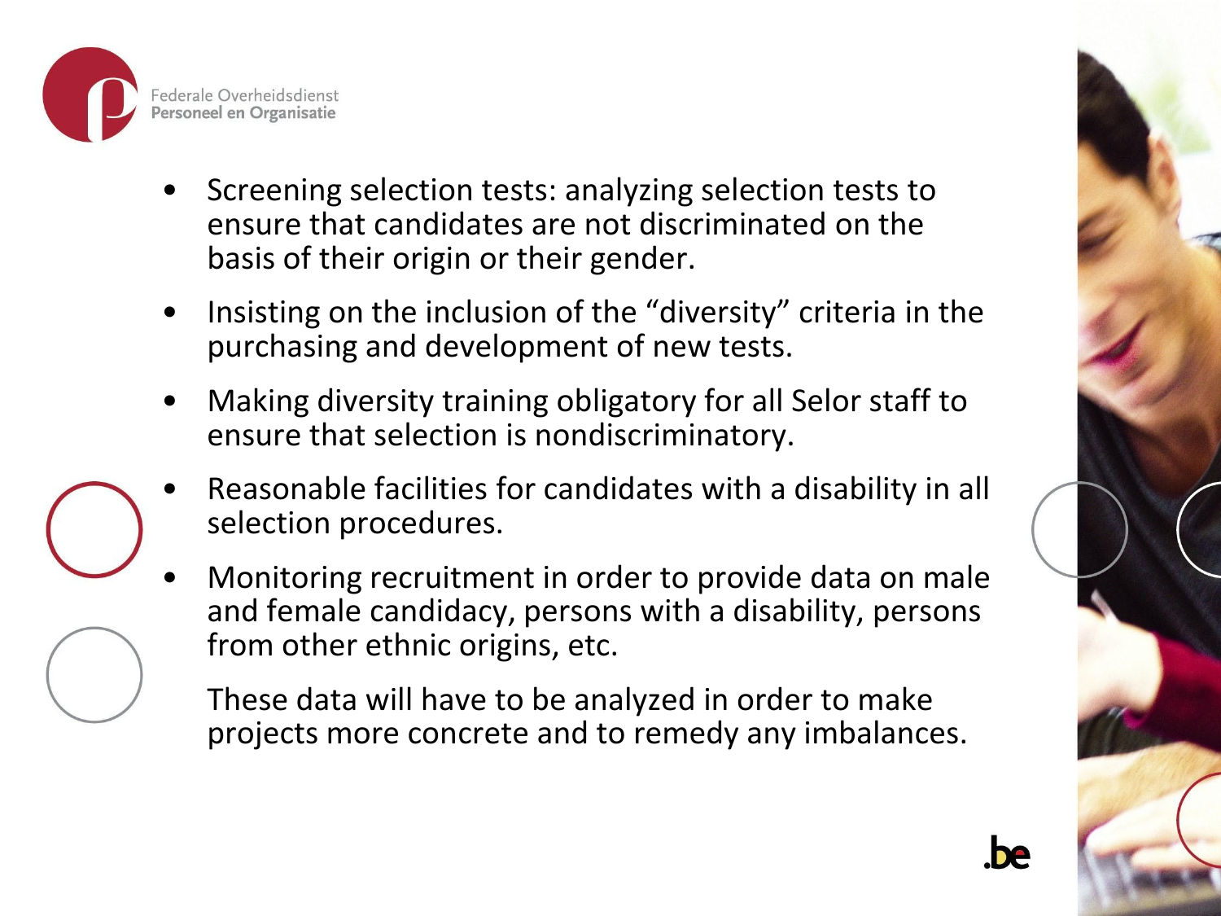- Screening selection tests: analyzing selection tests to ensure that candidates are not discriminated on the basis of their origin or their gender.
- Insisting on the inclusion of the "diversity" criteria in the purchasing and development of new tests.
- Making diversity training obligatory for all Selor staff to ensure that selection is nondiscriminatory.
- Reasonable facilities for candidates with a disability in all selection procedures.
- Monitoring recruitment in order to provide data on male and female candidacy, persons with a disability, persons from other ethnic origins, etc.

  These data will have to be analyzed in order to make projects more concrete and to remedy any imbalances.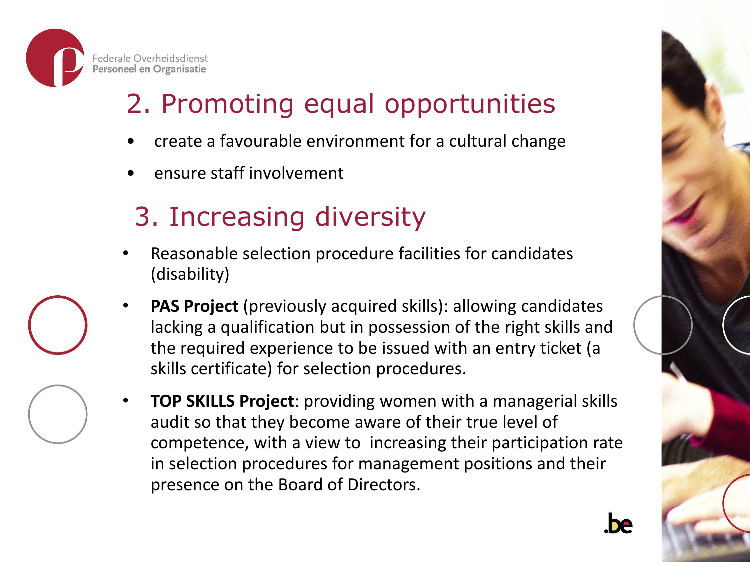Federale Overheidsdienst
Personeel en Organisatie

## 2. Promoting equal opportunities

- create a favourable environment for a cultural change
- ensure staff involvement

## 3. Increasing diversity

- Reasonable selection procedure facilities for candidates (disability)
- **PAS Project** (previously acquired skills): allowing candidates lacking a qualification but in possession of the right skills and the required experience to be issued with an entry ticket (a skills certificate) for selection procedures.
- **TOP SKILLS Project**: providing women with a managerial skills audit so that they become aware of their true level of competence, with a view to increasing their participation rate in selection procedures for management positions and their presence on the Board of Directors.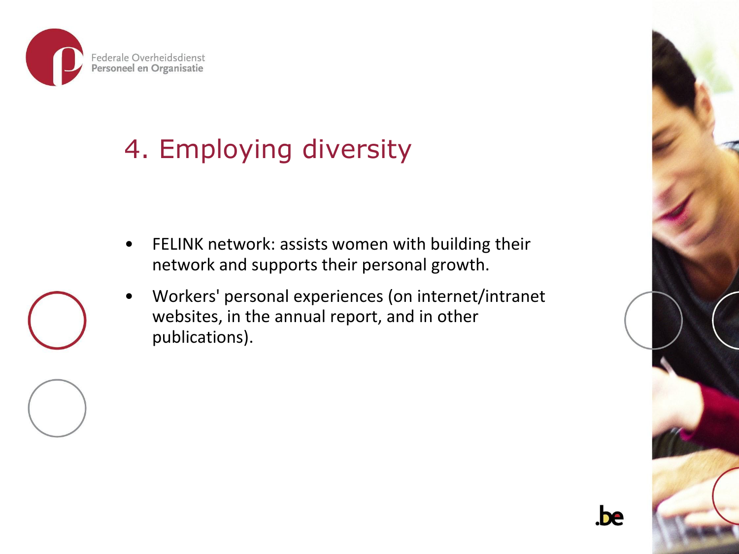# 4. Employing diversity

- FELINK network: assists women with building their network and supports their personal growth.
- Workers' personal experiences (on internet/intranet websites, in the annual report, and in other publications).